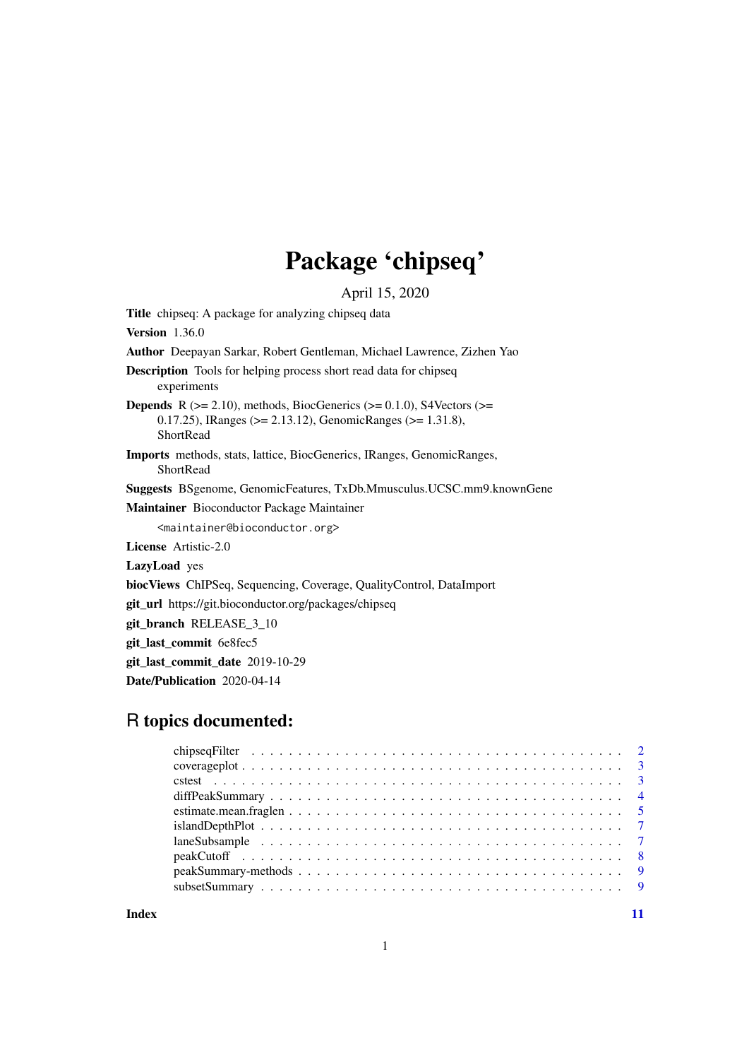# Package 'chipseq'

April 15, 2020

**Title** chipseq: A package for analyzing chipseq data

**Version** 1.36.0

**Author** Deepayan Sarkar, Robert Gentleman, Michael Lawrence, Zizhen Yao

**Description** Tools for helping process short read data for chipseq experiments

**Depends** R (>= 2.10), methods, BiocGenerics (>= 0.1.0), S4Vectors (>= 0.17.25), IRanges (>= 2.13.12), GenomicRanges (>= 1.31.8), ShortRead

**Imports** methods, stats, lattice, BiocGenerics, IRanges, GenomicRanges, ShortRead

**Suggests** BSgenome, GenomicFeatures, TxDb.Mmusculus.UCSC.mm9.knownGene

**Maintainer** Bioconductor Package Maintainer

<maintainer@bioconductor.org>

**License** Artistic-2.0

**LazyLoad** yes

**biocViews** ChIPSeq, Sequencing, Coverage, QualityControl, DataImport

**git_url** https://git.bioconductor.org/packages/chipseq

**git_branch** RELEASE_3_10

**git_last_commit** 6e8fec5

**git_last_commit_date** 2019-10-29

**Date/Publication** 2020-04-14

## R topics documented:

- chipseqFilter . . . . . . . . . . . . . . . . . . . . . . . . . . . . . . . . . . . . . . . . 2
- coverageplot . . . . . . . . . . . . . . . . . . . . . . . . . . . . . . . . . . . . . . . . . 3
- cstest . . . . . . . . . . . . . . . . . . . . . . . . . . . . . . . . . . . . . . . . . . . . 3
- diffPeakSummary . . . . . . . . . . . . . . . . . . . . . . . . . . . . . . . . . . . . . . . 4
- estimate.mean.fraglen . . . . . . . . . . . . . . . . . . . . . . . . . . . . . . . . . . . . 5
- islandDepthPlot . . . . . . . . . . . . . . . . . . . . . . . . . . . . . . . . . . . . . . . 7
- laneSubsample . . . . . . . . . . . . . . . . . . . . . . . . . . . . . . . . . . . . . . . . 7
- peakCutoff . . . . . . . . . . . . . . . . . . . . . . . . . . . . . . . . . . . . . . . . . . 8
- peakSummary-methods . . . . . . . . . . . . . . . . . . . . . . . . . . . . . . . . . . . . 9
- subsetSummary . . . . . . . . . . . . . . . . . . . . . . . . . . . . . . . . . . . . . . . . 9

**Index** 11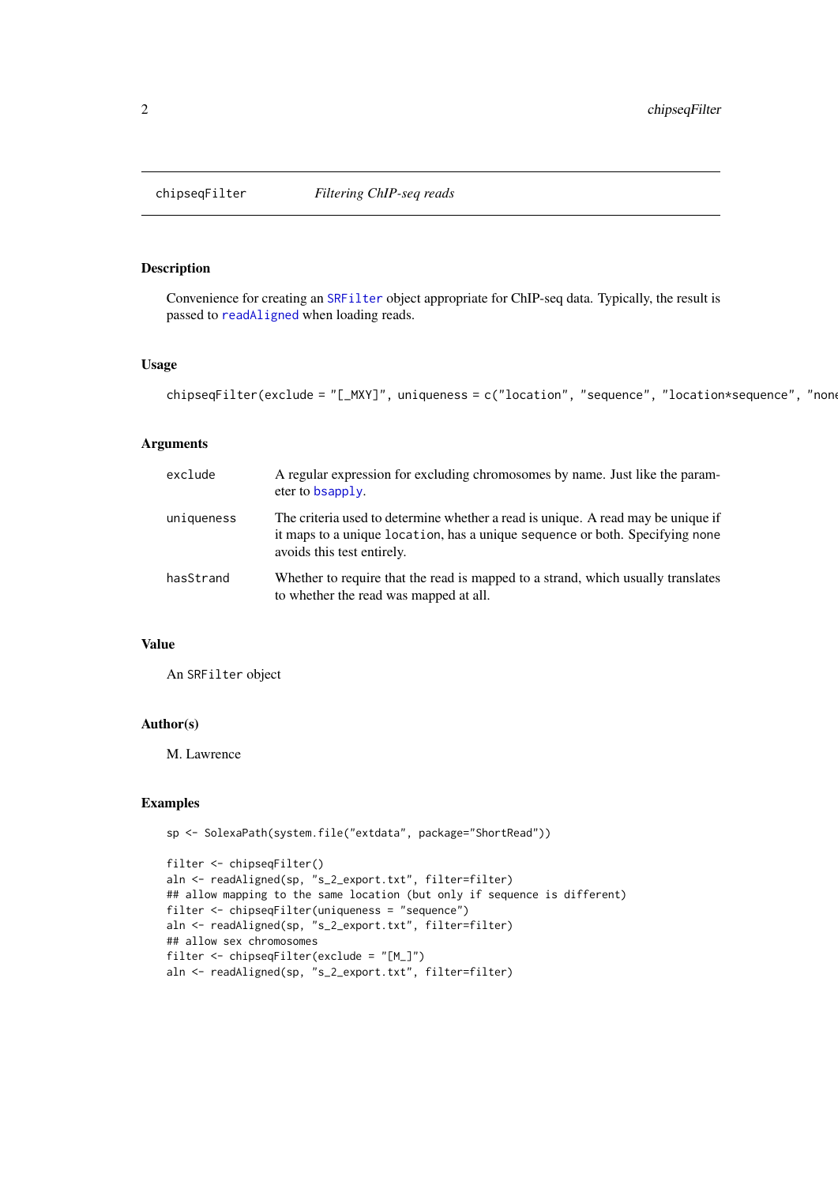chipseqFilter — *Filtering ChIP-seq reads*

### Description

Convenience for creating an `SRFilter` object appropriate for ChIP-seq data. Typically, the result is passed to `readAligned` when loading reads.

### Usage

```
chipseqFilter(exclude = "[_MXY]", uniqueness = c("location", "sequence", "location*sequence", "none
```

### Arguments

| | |
|---|---|
| `exclude` | A regular expression for excluding chromosomes by name. Just like the parameter to `bsapply`. |
| `uniqueness` | The criteria used to determine whether a read is unique. A read may be unique if it maps to a unique `location`, has a unique `sequence` or both. Specifying `none` avoids this test entirely. |
| `hasStrand` | Whether to require that the read is mapped to a strand, which usually translates to whether the read was mapped at all. |

### Value

An `SRFilter` object

### Author(s)

M. Lawrence

### Examples

```
sp <- SolexaPath(system.file("extdata", package="ShortRead"))

filter <- chipseqFilter()
aln <- readAligned(sp, "s_2_export.txt", filter=filter)
## allow mapping to the same location (but only if sequence is different)
filter <- chipseqFilter(uniqueness = "sequence")
aln <- readAligned(sp, "s_2_export.txt", filter=filter)
## allow sex chromosomes
filter <- chipseqFilter(exclude = "[M_]")
aln <- readAligned(sp, "s_2_export.txt", filter=filter)
```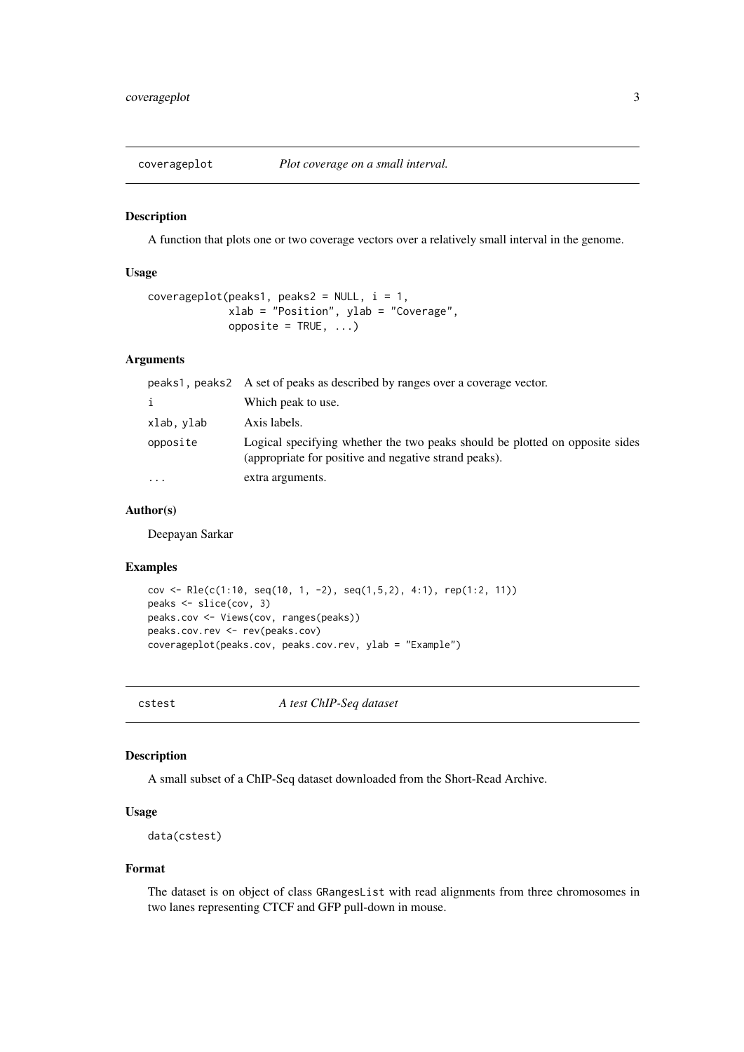## coverageplot — *Plot coverage on a small interval.*

### Description

A function that plots one or two coverage vectors over a relatively small interval in the genome.

### Usage

```
coverageplot(peaks1, peaks2 = NULL, i = 1,
             xlab = "Position", ylab = "Coverage",
             opposite = TRUE, ...)
```

### Arguments

| | |
|---|---|
| `peaks1, peaks2` | A set of peaks as described by ranges over a coverage vector. |
| `i` | Which peak to use. |
| `xlab, ylab` | Axis labels. |
| `opposite` | Logical specifying whether the two peaks should be plotted on opposite sides (appropriate for positive and negative strand peaks). |
| `...` | extra arguments. |

### Author(s)

Deepayan Sarkar

### Examples

```
cov <- Rle(c(1:10, seq(10, 1, -2), seq(1,5,2), 4:1), rep(1:2, 11))
peaks <- slice(cov, 3)
peaks.cov <- Views(cov, ranges(peaks))
peaks.cov.rev <- rev(peaks.cov)
coverageplot(peaks.cov, peaks.cov.rev, ylab = "Example")
```

## cstest — *A test ChIP-Seq dataset*

### Description

A small subset of a ChIP-Seq dataset downloaded from the Short-Read Archive.

### Usage

```
data(cstest)
```

### Format

The dataset is on object of class `GRangesList` with read alignments from three chromosomes in two lanes representing CTCF and GFP pull-down in mouse.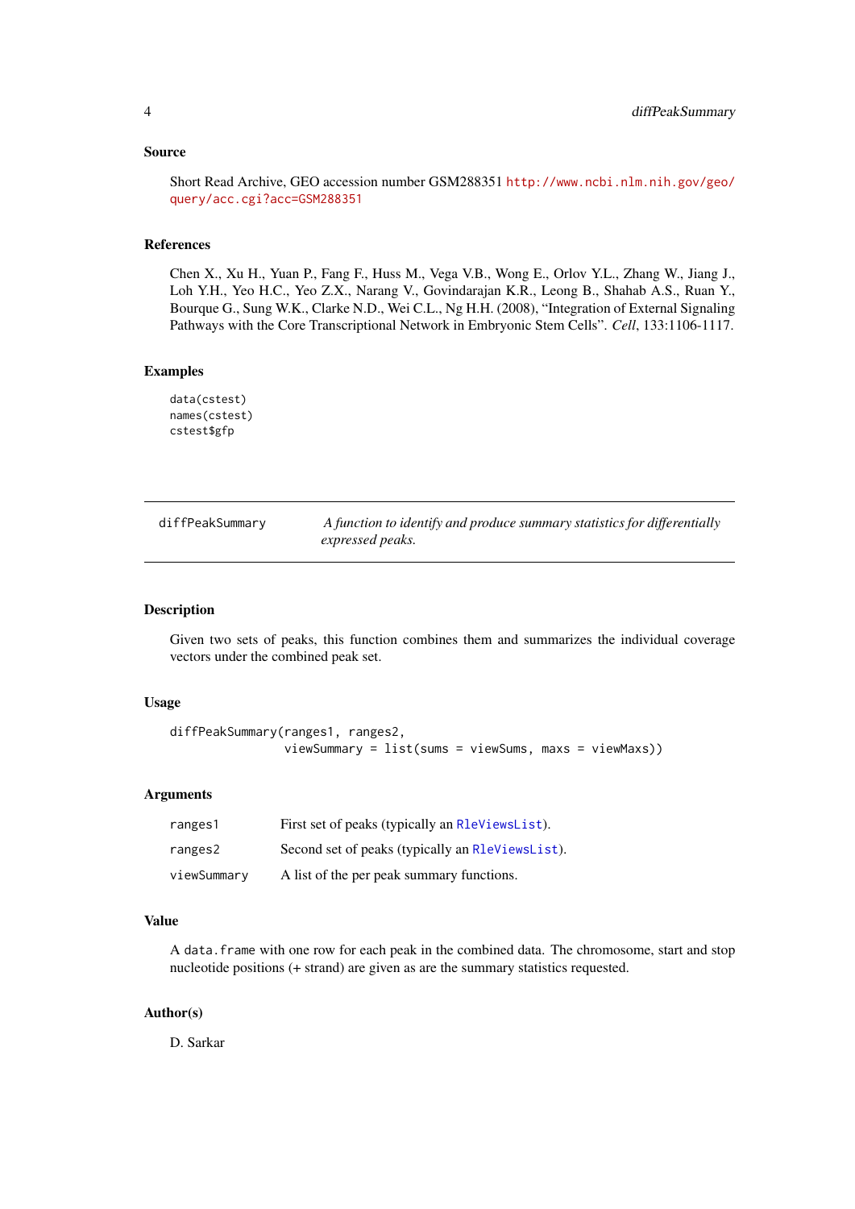### Source

Short Read Archive, GEO accession number GSM288351 http://www.ncbi.nlm.nih.gov/geo/query/acc.cgi?acc=GSM288351

### References

Chen X., Xu H., Yuan P., Fang F., Huss M., Vega V.B., Wong E., Orlov Y.L., Zhang W., Jiang J., Loh Y.H., Yeo H.C., Yeo Z.X., Narang V., Govindarajan K.R., Leong B., Shahab A.S., Ruan Y., Bourque G., Sung W.K., Clarke N.D., Wei C.L., Ng H.H. (2008), "Integration of External Signaling Pathways with the Core Transcriptional Network in Embryonic Stem Cells". *Cell*, 133:1106-1117.

### Examples

```
data(cstest)
names(cstest)
cstest$gfp
```

---

## diffPeakSummary — *A function to identify and produce summary statistics for differentially expressed peaks.*

---

### Description

Given two sets of peaks, this function combines them and summarizes the individual coverage vectors under the combined peak set.

### Usage

```
diffPeakSummary(ranges1, ranges2,
                viewSummary = list(sums = viewSums, maxs = viewMaxs))
```

### Arguments

| | |
|---|---|
| `ranges1` | First set of peaks (typically an `RleViewsList`). |
| `ranges2` | Second set of peaks (typically an `RleViewsList`). |
| `viewSummary` | A list of the per peak summary functions. |

### Value

A `data.frame` with one row for each peak in the combined data. The chromosome, start and stop nucleotide positions (+ strand) are given as are the summary statistics requested.

### Author(s)

D. Sarkar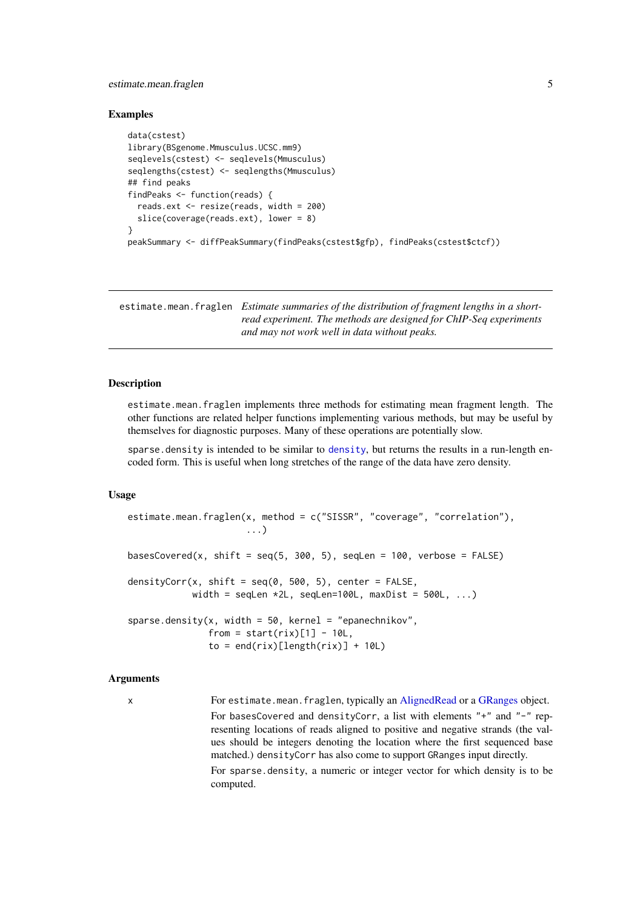### Examples

```
data(cstest)
library(BSgenome.Mmusculus.UCSC.mm9)
seqlevels(cstest) <- seqlevels(Mmusculus)
seqlengths(cstest) <- seqlengths(Mmusculus)
## find peaks
findPeaks <- function(reads) {
  reads.ext <- resize(reads, width = 200)
  slice(coverage(reads.ext), lower = 8)
}
peakSummary <- diffPeakSummary(findPeaks(cstest$gfp), findPeaks(cstest$ctcf))
```

---

## estimate.mean.fraglen

*Estimate summaries of the distribution of fragment lengths in a short-read experiment. The methods are designed for ChIP-Seq experiments and may not work well in data without peaks.*

---

### Description

estimate.mean.fraglen implements three methods for estimating mean fragment length. The other functions are related helper functions implementing various methods, but may be useful by themselves for diagnostic purposes. Many of these operations are potentially slow.

sparse.density is intended to be similar to density, but returns the results in a run-length encoded form. This is useful when long stretches of the range of the data have zero density.

### Usage

```
estimate.mean.fraglen(x, method = c("SISSR", "coverage", "correlation"),
                      ...)

basesCovered(x, shift = seq(5, 300, 5), seqLen = 100, verbose = FALSE)

densityCorr(x, shift = seq(0, 500, 5), center = FALSE,
            width = seqLen *2L, seqLen=100L, maxDist = 500L, ...)

sparse.density(x, width = 50, kernel = "epanechnikov",
               from = start(rix)[1] - 10L,
               to = end(rix)[length(rix)] + 10L)
```

### Arguments

x — For estimate.mean.fraglen, typically an AlignedRead or a GRanges object.

For basesCovered and densityCorr, a list with elements "+" and "-" representing locations of reads aligned to positive and negative strands (the values should be integers denoting the location where the first sequenced base matched.) densityCorr has also come to support GRanges input directly.

For sparse.density, a numeric or integer vector for which density is to be computed.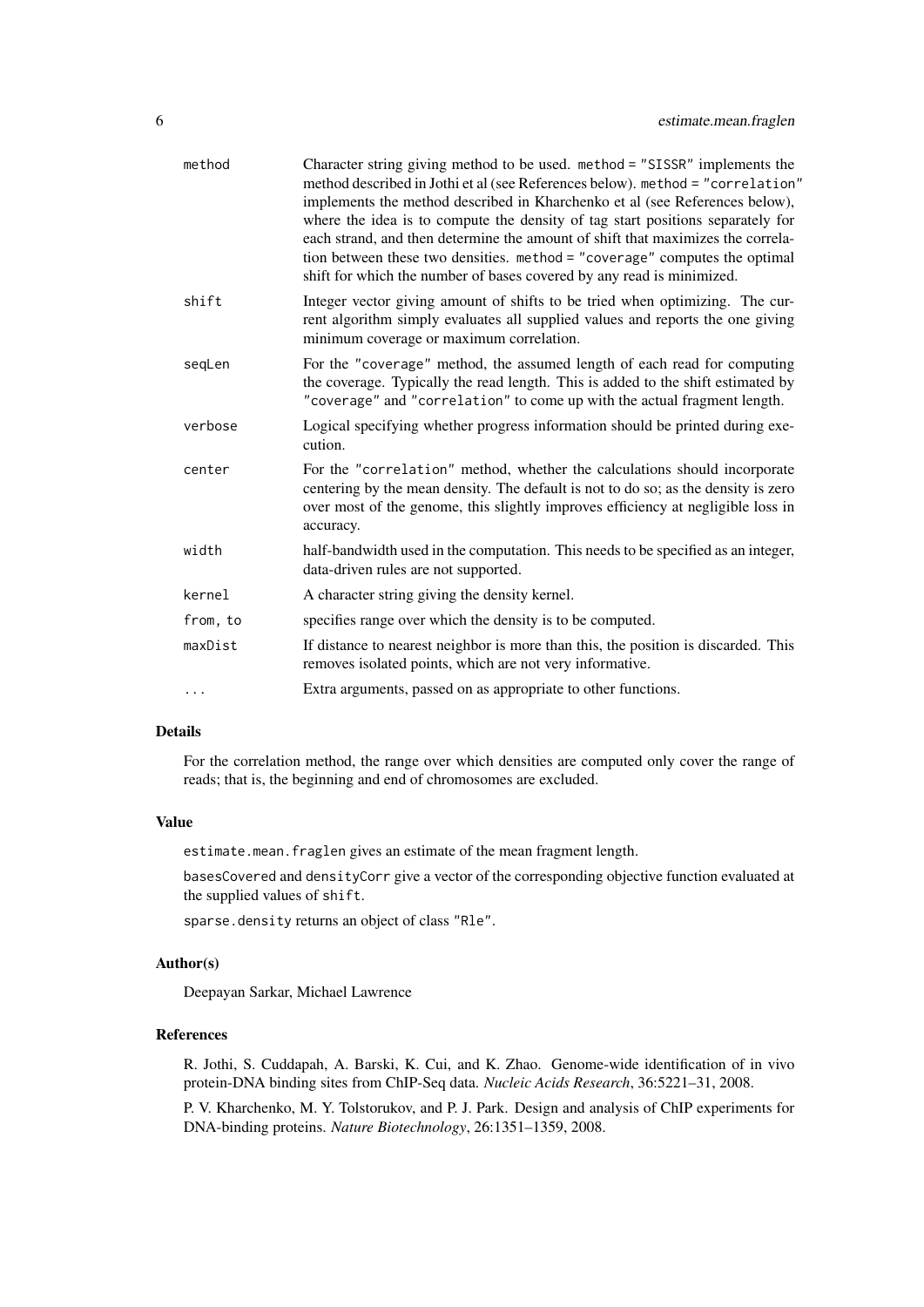| | |
|---|---|
| `method` | Character string giving method to be used. `method = "SISSR"` implements the method described in Jothi et al (see References below). `method = "correlation"` implements the method described in Kharchenko et al (see References below), where the idea is to compute the density of tag start positions separately for each strand, and then determine the amount of shift that maximizes the correlation between these two densities. `method = "coverage"` computes the optimal shift for which the number of bases covered by any read is minimized. |
| `shift` | Integer vector giving amount of shifts to be tried when optimizing. The current algorithm simply evaluates all supplied values and reports the one giving minimum coverage or maximum correlation. |
| `seqLen` | For the `"coverage"` method, the assumed length of each read for computing the coverage. Typically the read length. This is added to the shift estimated by `"coverage"` and `"correlation"` to come up with the actual fragment length. |
| `verbose` | Logical specifying whether progress information should be printed during execution. |
| `center` | For the `"correlation"` method, whether the calculations should incorporate centering by the mean density. The default is not to do so; as the density is zero over most of the genome, this slightly improves efficiency at negligible loss in accuracy. |
| `width` | half-bandwidth used in the computation. This needs to be specified as an integer, data-driven rules are not supported. |
| `kernel` | A character string giving the density kernel. |
| `from, to` | specifies range over which the density is to be computed. |
| `maxDist` | If distance to nearest neighbor is more than this, the position is discarded. This removes isolated points, which are not very informative. |
| `...` | Extra arguments, passed on as appropriate to other functions. |

## Details

For the correlation method, the range over which densities are computed only cover the range of reads; that is, the beginning and end of chromosomes are excluded.

## Value

`estimate.mean.fraglen` gives an estimate of the mean fragment length.

`basesCovered` and `densityCorr` give a vector of the corresponding objective function evaluated at the supplied values of `shift`.

`sparse.density` returns an object of class `"Rle"`.

## Author(s)

Deepayan Sarkar, Michael Lawrence

## References

R. Jothi, S. Cuddapah, A. Barski, K. Cui, and K. Zhao. Genome-wide identification of in vivo protein-DNA binding sites from ChIP-Seq data. *Nucleic Acids Research*, 36:5221–31, 2008.

P. V. Kharchenko, M. Y. Tolstorukov, and P. J. Park. Design and analysis of ChIP experiments for DNA-binding proteins. *Nature Biotechnology*, 26:1351–1359, 2008.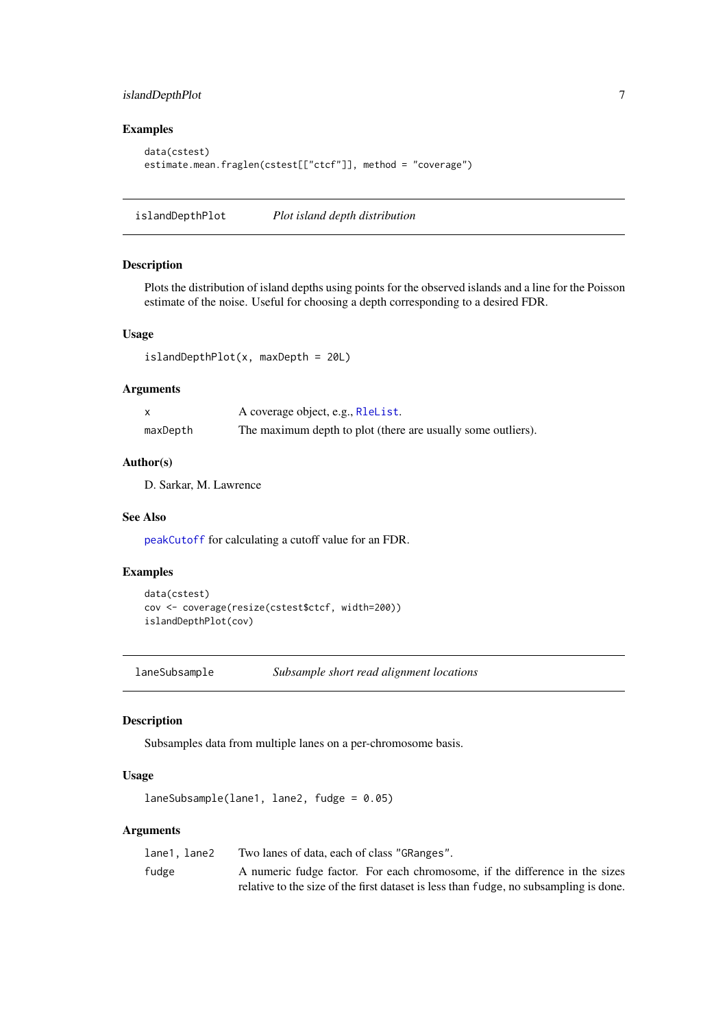### Examples

```
data(cstest)
estimate.mean.fraglen(cstest[["ctcf"]], method = "coverage")
```

---

## islandDepthPlot — *Plot island depth distribution*

### Description

Plots the distribution of island depths using points for the observed islands and a line for the Poisson estimate of the noise. Useful for choosing a depth corresponding to a desired FDR.

### Usage

```
islandDepthPlot(x, maxDepth = 20L)
```

### Arguments

| | |
|---|---|
| x | A coverage object, e.g., `RleList`. |
| maxDepth | The maximum depth to plot (there are usually some outliers). |

### Author(s)

D. Sarkar, M. Lawrence

### See Also

`peakCutoff` for calculating a cutoff value for an FDR.

### Examples

```
data(cstest)
cov <- coverage(resize(cstest$ctcf, width=200))
islandDepthPlot(cov)
```

---

## laneSubsample — *Subsample short read alignment locations*

### Description

Subsamples data from multiple lanes on a per-chromosome basis.

### Usage

```
laneSubsample(lane1, lane2, fudge = 0.05)
```

### Arguments

| | |
|---|---|
| lane1, lane2 | Two lanes of data, each of class "GRanges". |
| fudge | A numeric fudge factor. For each chromosome, if the difference in the sizes relative to the size of the first dataset is less than `fudge`, no subsampling is done. |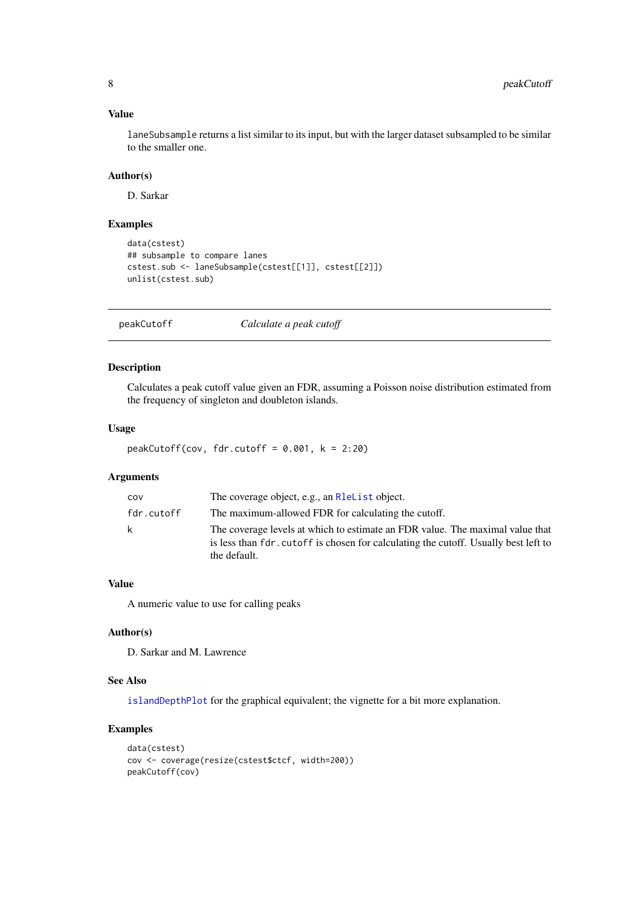### Value

`laneSubsample` returns a list similar to its input, but with the larger dataset subsampled to be similar to the smaller one.

### Author(s)

D. Sarkar

### Examples

```
data(cstest)
## subsample to compare lanes
cstest.sub <- laneSubsample(cstest[[1]], cstest[[2]])
unlist(cstest.sub)
```

---

## peakCutoff *Calculate a peak cutoff*

---

### Description

Calculates a peak cutoff value given an FDR, assuming a Poisson noise distribution estimated from the frequency of singleton and doubleton islands.

### Usage

```
peakCutoff(cov, fdr.cutoff = 0.001, k = 2:20)
```

### Arguments

| | |
|---|---|
| `cov` | The coverage object, e.g., an `RleList` object. |
| `fdr.cutoff` | The maximum-allowed FDR for calculating the cutoff. |
| `k` | The coverage levels at which to estimate an FDR value. The maximal value that is less than `fdr.cutoff` is chosen for calculating the cutoff. Usually best left to the default. |

### Value

A numeric value to use for calling peaks

### Author(s)

D. Sarkar and M. Lawrence

### See Also

`islandDepthPlot` for the graphical equivalent; the vignette for a bit more explanation.

### Examples

```
data(cstest)
cov <- coverage(resize(cstest$ctcf, width=200))
peakCutoff(cov)
```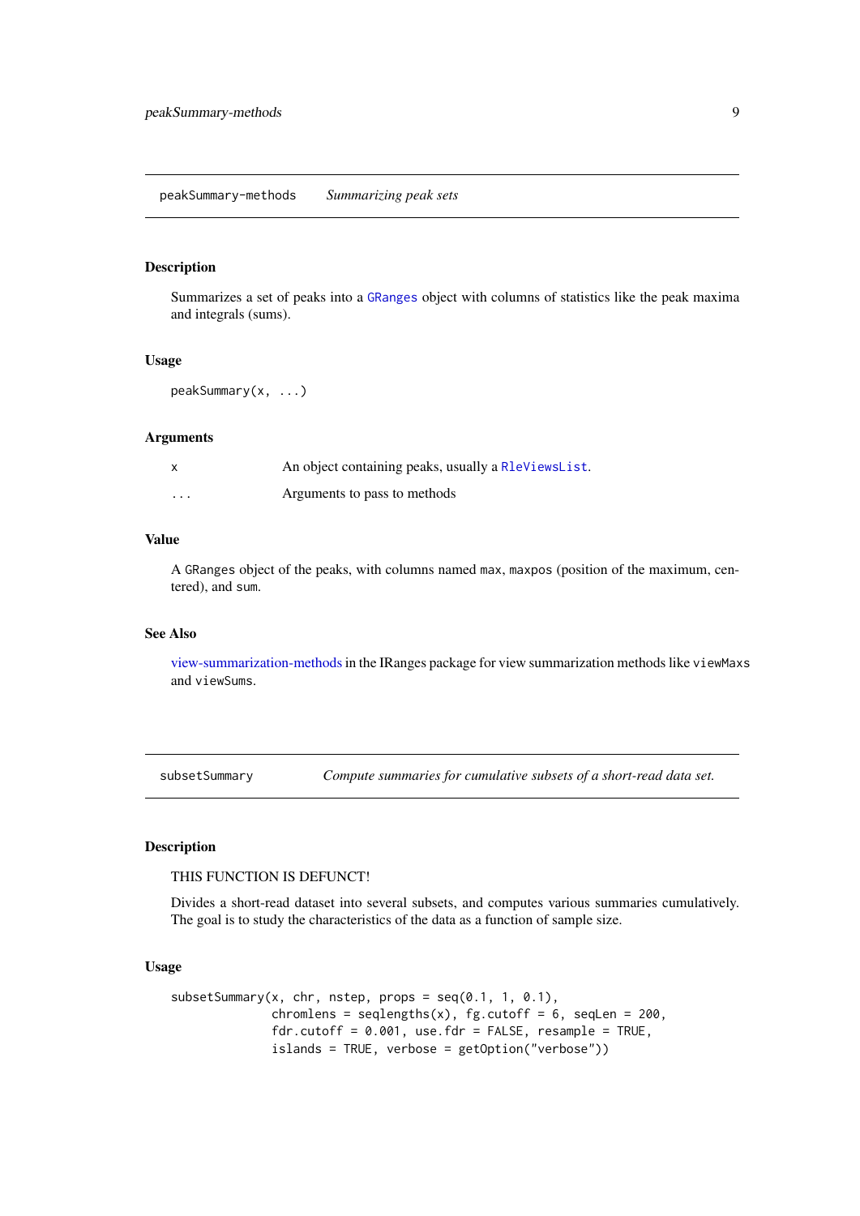## peakSummary-methods *Summarizing peak sets*

### Description

Summarizes a set of peaks into a GRanges object with columns of statistics like the peak maxima and integrals (sums).

### Usage

```
peakSummary(x, ...)
```

### Arguments

| | |
|---|---|
| x | An object containing peaks, usually a RleViewsList. |
| ... | Arguments to pass to methods |

### Value

A GRanges object of the peaks, with columns named max, maxpos (position of the maximum, centered), and sum.

### See Also

view-summarization-methods in the IRanges package for view summarization methods like viewMaxs and viewSums.

## subsetSummary *Compute summaries for cumulative subsets of a short-read data set.*

### Description

THIS FUNCTION IS DEFUNCT!

Divides a short-read dataset into several subsets, and computes various summaries cumulatively. The goal is to study the characteristics of the data as a function of sample size.

### Usage

```
subsetSummary(x, chr, nstep, props = seq(0.1, 1, 0.1),
              chromlens = seqlengths(x), fg.cutoff = 6, seqLen = 200,
              fdr.cutoff = 0.001, use.fdr = FALSE, resample = TRUE,
              islands = TRUE, verbose = getOption("verbose"))
```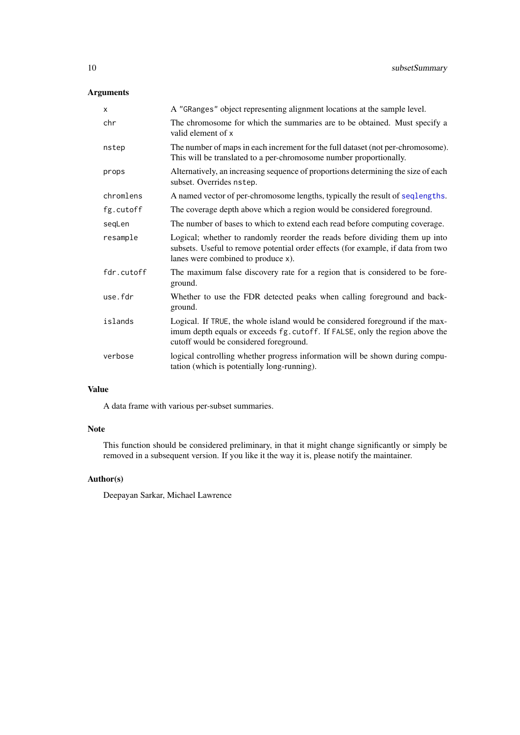### Arguments

| | |
|---|---|
| `x` | A `"GRanges"` object representing alignment locations at the sample level. |
| `chr` | The chromosome for which the summaries are to be obtained. Must specify a valid element of `x` |
| `nstep` | The number of maps in each increment for the full dataset (not per-chromosome). This will be translated to a per-chromosome number proportionally. |
| `props` | Alternatively, an increasing sequence of proportions determining the size of each subset. Overrides `nstep`. |
| `chromlens` | A named vector of per-chromosome lengths, typically the result of `seqlengths`. |
| `fg.cutoff` | The coverage depth above which a region would be considered foreground. |
| `seqLen` | The number of bases to which to extend each read before computing coverage. |
| `resample` | Logical; whether to randomly reorder the reads before dividing them up into subsets. Useful to remove potential order effects (for example, if data from two lanes were combined to produce `x`). |
| `fdr.cutoff` | The maximum false discovery rate for a region that is considered to be foreground. |
| `use.fdr` | Whether to use the FDR detected peaks when calling foreground and background. |
| `islands` | Logical. If `TRUE`, the whole island would be considered foreground if the maximum depth equals or exceeds `fg.cutoff`. If `FALSE`, only the region above the cutoff would be considered foreground. |
| `verbose` | logical controlling whether progress information will be shown during computation (which is potentially long-running). |

### Value

A data frame with various per-subset summaries.

### Note

This function should be considered preliminary, in that it might change significantly or simply be removed in a subsequent version. If you like it the way it is, please notify the maintainer.

### Author(s)

Deepayan Sarkar, Michael Lawrence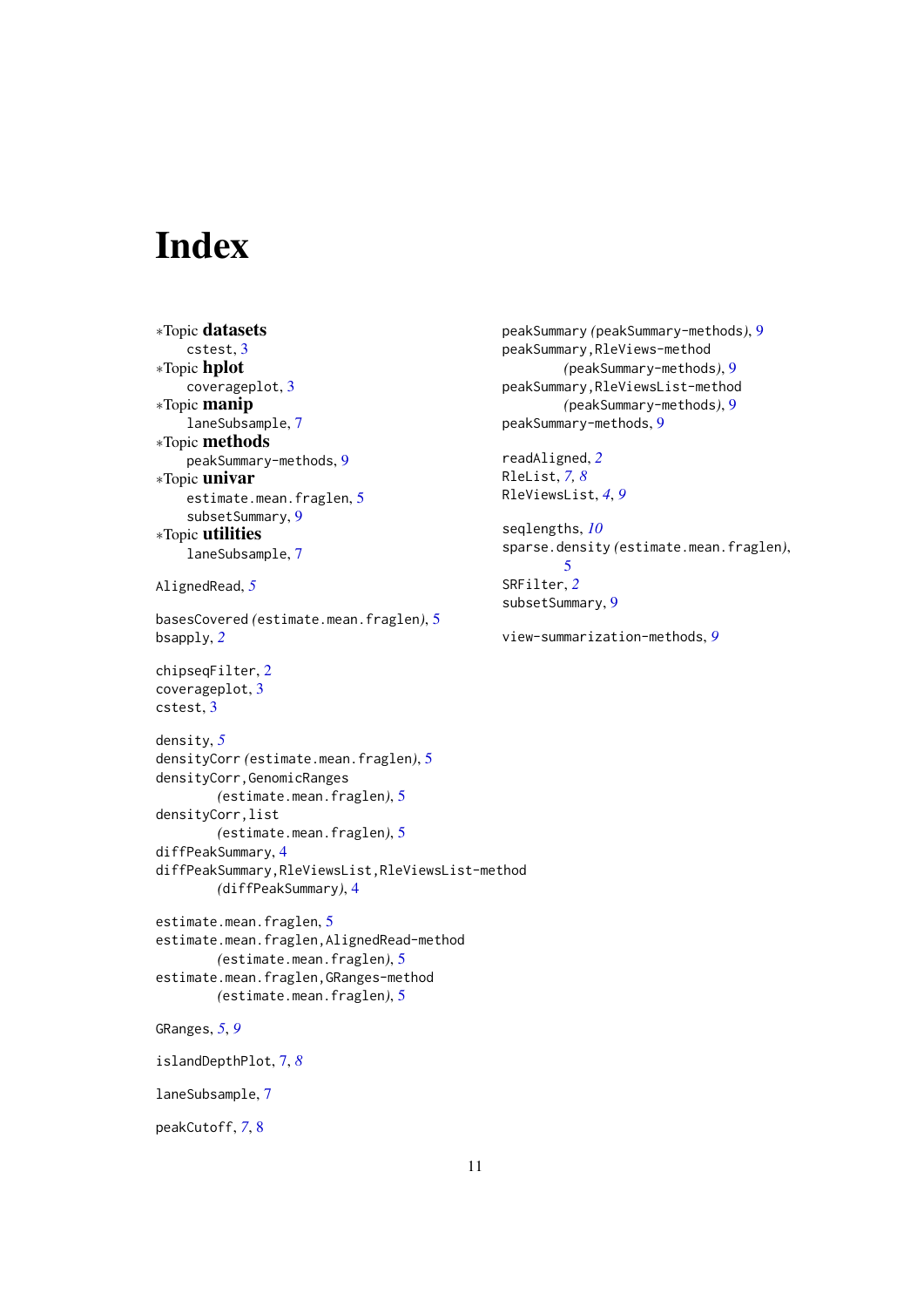# Index

∗Topic **datasets**
  cstest, 3
∗Topic **hplot**
  coverageplot, 3
∗Topic **manip**
  laneSubsample, 7
∗Topic **methods**
  peakSummary-methods, 9
∗Topic **univar**
  estimate.mean.fraglen, 5
  subsetSummary, 9
∗Topic **utilities**
  laneSubsample, 7

AlignedRead, *5*

basesCovered *(*estimate.mean.fraglen*)*, 5
bsapply, *2*

chipseqFilter, 2
coverageplot, 3
cstest, 3

density, *5*
densityCorr *(*estimate.mean.fraglen*)*, 5
densityCorr,GenomicRanges
    *(*estimate.mean.fraglen*)*, 5
densityCorr,list
    *(*estimate.mean.fraglen*)*, 5
diffPeakSummary, 4
diffPeakSummary,RleViewsList,RleViewsList-method
    *(*diffPeakSummary*)*, 4

estimate.mean.fraglen, 5
estimate.mean.fraglen,AlignedRead-method
    *(*estimate.mean.fraglen*)*, 5
estimate.mean.fraglen,GRanges-method
    *(*estimate.mean.fraglen*)*, 5

GRanges, *5*, *9*

islandDepthPlot, 7, *8*

laneSubsample, 7

peakCutoff, *7*, 8

peakSummary *(*peakSummary-methods*)*, 9
peakSummary,RleViews-method
    *(*peakSummary-methods*)*, 9
peakSummary,RleViewsList-method
    *(*peakSummary-methods*)*, 9
peakSummary-methods, 9

readAligned, *2*
RleList, *7*, *8*
RleViewsList, *4*, *9*

seqlengths, *10*
sparse.density *(*estimate.mean.fraglen*)*,
    5
SRFilter, *2*
subsetSummary, 9

view-summarization-methods, *9*